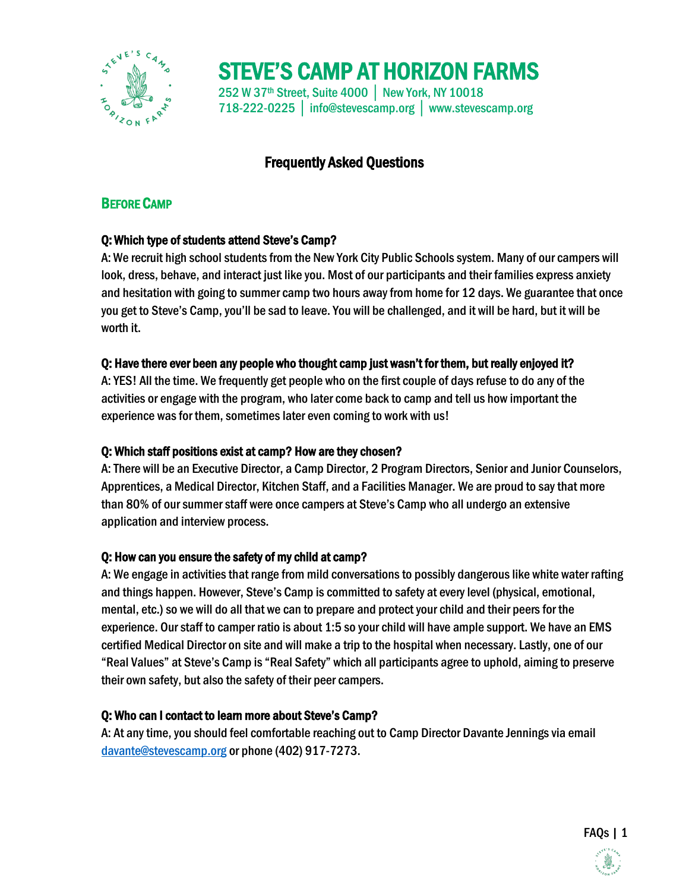# STEVE'S CAMP AT HORIZON FARMS

252 W 37th Street, Suite 4000 │ New York, NY 10018
718-222-0225 │ info@stevescamp.org │ www.stevescamp.org

## Frequently Asked Questions

### Before Camp

**Q: Which type of students attend Steve's Camp?**

A: We recruit high school students from the New York City Public Schools system. Many of our campers will look, dress, behave, and interact just like you. Most of our participants and their families express anxiety and hesitation with going to summer camp two hours away from home for 12 days. We guarantee that once you get to Steve's Camp, you'll be sad to leave. You will be challenged, and it will be hard, but it will be worth it.

**Q: Have there ever been any people who thought camp just wasn't for them, but really enjoyed it?**

A: YES! All the time. We frequently get people who on the first couple of days refuse to do any of the activities or engage with the program, who later come back to camp and tell us how important the experience was for them, sometimes later even coming to work with us!

**Q: Which staff positions exist at camp? How are they chosen?**

A: There will be an Executive Director, a Camp Director, 2 Program Directors, Senior and Junior Counselors, Apprentices, a Medical Director, Kitchen Staff, and a Facilities Manager. We are proud to say that more than 80% of our summer staff were once campers at Steve's Camp who all undergo an extensive application and interview process.

**Q: How can you ensure the safety of my child at camp?**

A: We engage in activities that range from mild conversations to possibly dangerous like white water rafting and things happen. However, Steve's Camp is committed to safety at every level (physical, emotional, mental, etc.) so we will do all that we can to prepare and protect your child and their peers for the experience. Our staff to camper ratio is about 1:5 so your child will have ample support. We have an EMS certified Medical Director on site and will make a trip to the hospital when necessary. Lastly, one of our "Real Values" at Steve's Camp is "Real Safety" which all participants agree to uphold, aiming to preserve their own safety, but also the safety of their peer campers.

**Q: Who can I contact to learn more about Steve's Camp?**

A: At any time, you should feel comfortable reaching out to Camp Director Davante Jennings via email [davante@stevescamp.org](mailto:davante@stevescamp.org) or phone (402) 917-7273.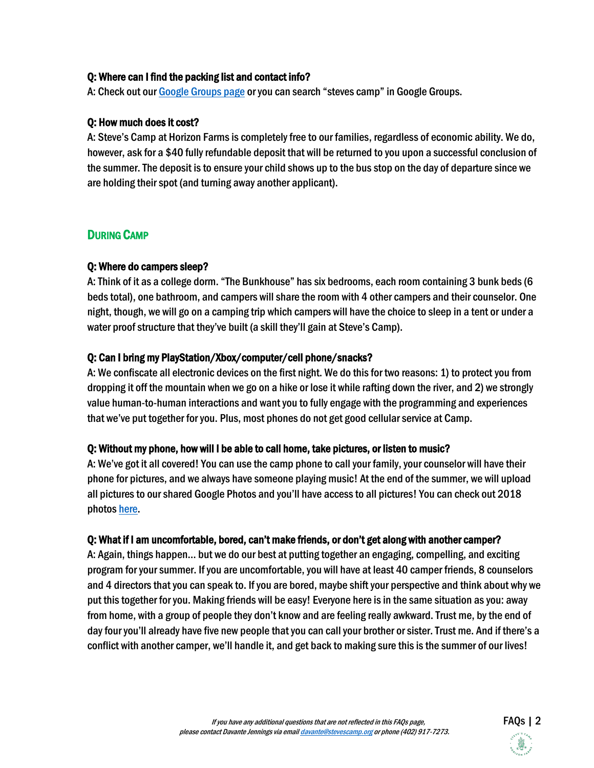**Q: Where can I find the packing list and contact info?**

A: Check out our [Google Groups page] or you can search "steves camp" in Google Groups.

**Q: How much does it cost?**

A: Steve's Camp at Horizon Farms is completely free to our families, regardless of economic ability. We do, however, ask for a $40 fully refundable deposit that will be returned to you upon a successful conclusion of the summer. The deposit is to ensure your child shows up to the bus stop on the day of departure since we are holding their spot (and turning away another applicant).

## During Camp

**Q: Where do campers sleep?**

A: Think of it as a college dorm. "The Bunkhouse" has six bedrooms, each room containing 3 bunk beds (6 beds total), one bathroom, and campers will share the room with 4 other campers and their counselor. One night, though, we will go on a camping trip which campers will have the choice to sleep in a tent or under a water proof structure that they've built (a skill they'll gain at Steve's Camp).

**Q: Can I bring my PlayStation/Xbox/computer/cell phone/snacks?**

A: We confiscate all electronic devices on the first night. We do this for two reasons: 1) to protect you from dropping it off the mountain when we go on a hike or lose it while rafting down the river, and 2) we strongly value human-to-human interactions and want you to fully engage with the programming and experiences that we've put together for you. Plus, most phones do not get good cellular service at Camp.

**Q: Without my phone, how will I be able to call home, take pictures, or listen to music?**

A: We've got it all covered! You can use the camp phone to call your family, your counselor will have their phone for pictures, and we always have someone playing music! At the end of the summer, we will upload all pictures to our shared Google Photos and you'll have access to all pictures! You can check out 2018 photos [here].

**Q: What if I am uncomfortable, bored, can't make friends, or don't get along with another camper?**

A: Again, things happen… but we do our best at putting together an engaging, compelling, and exciting program for your summer. If you are uncomfortable, you will have at least 40 camper friends, 8 counselors and 4 directors that you can speak to. If you are bored, maybe shift your perspective and think about why we put this together for you. Making friends will be easy! Everyone here is in the same situation as you: away from home, with a group of people they don't know and are feeling really awkward. Trust me, by the end of day four you'll already have five new people that you can call your brother or sister. Trust me. And if there's a conflict with another camper, we'll handle it, and get back to making sure this is the summer of our lives!

*If you have any additional questions that are not reflected in this FAQs page, please contact Davante Jennings via email davante@stevescamp.org or phone (402) 917-7273.*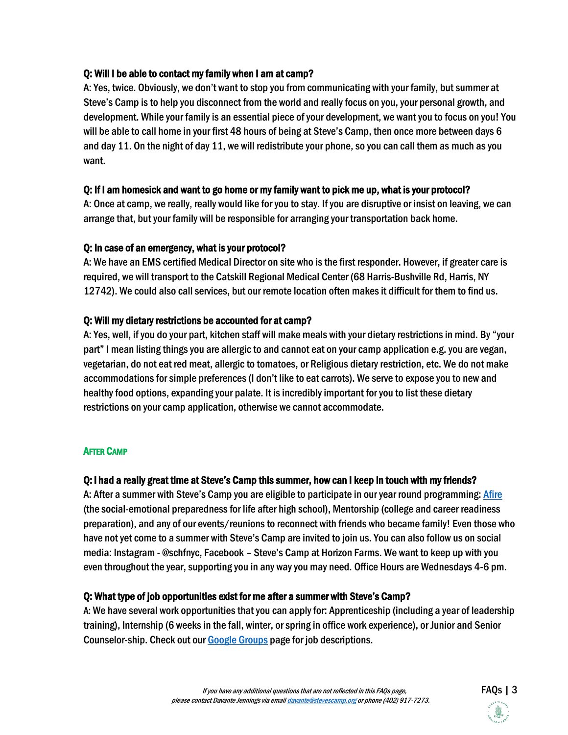**Q: Will I be able to contact my family when I am at camp?**

A: Yes, twice. Obviously, we don't want to stop you from communicating with your family, but summer at Steve's Camp is to help you disconnect from the world and really focus on you, your personal growth, and development. While your family is an essential piece of your development, we want you to focus on you! You will be able to call home in your first 48 hours of being at Steve's Camp, then once more between days 6 and day 11. On the night of day 11, we will redistribute your phone, so you can call them as much as you want.

**Q: If I am homesick and want to go home or my family want to pick me up, what is your protocol?**

A: Once at camp, we really, really would like for you to stay. If you are disruptive or insist on leaving, we can arrange that, but your family will be responsible for arranging your transportation back home.

**Q: In case of an emergency, what is your protocol?**

A: We have an EMS certified Medical Director on site who is the first responder. However, if greater care is required, we will transport to the Catskill Regional Medical Center (68 Harris-Bushville Rd, Harris, NY 12742). We could also call services, but our remote location often makes it difficult for them to find us.

**Q: Will my dietary restrictions be accounted for at camp?**

A: Yes, well, if you do your part, kitchen staff will make meals with your dietary restrictions in mind. By "your part" I mean listing things you are allergic to and cannot eat on your camp application e.g. you are vegan, vegetarian, do not eat red meat, allergic to tomatoes, or Religious dietary restriction, etc. We do not make accommodations for simple preferences (I don't like to eat carrots). We serve to expose you to new and healthy food options, expanding your palate. It is incredibly important for you to list these dietary restrictions on your camp application, otherwise we cannot accommodate.

## AFTER CAMP

**Q: I had a really great time at Steve's Camp this summer, how can I keep in touch with my friends?**

A: After a summer with Steve's Camp you are eligible to participate in our year round programming: Afire (the social-emotional preparedness for life after high school), Mentorship (college and career readiness preparation), and any of our events/reunions to reconnect with friends who became family! Even those who have not yet come to a summer with Steve's Camp are invited to join us. You can also follow us on social media: Instagram - @schfnyc, Facebook – Steve's Camp at Horizon Farms. We want to keep up with you even throughout the year, supporting you in any way you may need. Office Hours are Wednesdays 4-6 pm.

**Q: What type of job opportunities exist for me after a summer with Steve's Camp?**

A: We have several work opportunities that you can apply for: Apprenticeship (including a year of leadership training), Internship (6 weeks in the fall, winter, or spring in office work experience), or Junior and Senior Counselor-ship. Check out our Google Groups page for job descriptions.

*If you have any additional questions that are not reflected in this FAQs page, please contact Davante Jennings via email davante@stevescamp.org or phone (402) 917-7273.*